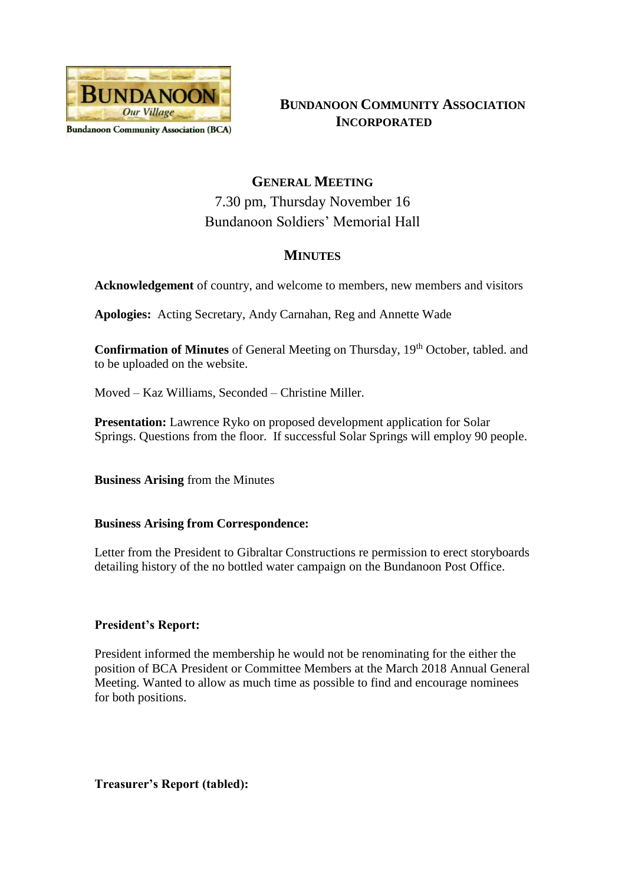Bundanoon Community Association (BCA)

# Bundanoon Community Association Incorporated

## General Meeting

7.30 pm, Thursday November 16

Bundanoon Soldiers' Memorial Hall

## Minutes

**Acknowledgement** of country, and welcome to members, new members and visitors

**Apologies:** Acting Secretary, Andy Carnahan, Reg and Annette Wade

**Confirmation of Minutes** of General Meeting on Thursday, 19th October, tabled. and to be uploaded on the website.

Moved – Kaz Williams, Seconded – Christine Miller.

**Presentation:** Lawrence Ryko on proposed development application for Solar Springs. Questions from the floor. If successful Solar Springs will employ 90 people.

**Business Arising** from the Minutes

**Business Arising from Correspondence:**

Letter from the President to Gibraltar Constructions re permission to erect storyboards detailing history of the no bottled water campaign on the Bundanoon Post Office.

**President's Report:**

President informed the membership he would not be renominating for the either the position of BCA President or Committee Members at the March 2018 Annual General Meeting. Wanted to allow as much time as possible to find and encourage nominees for both positions.

**Treasurer's Report (tabled):**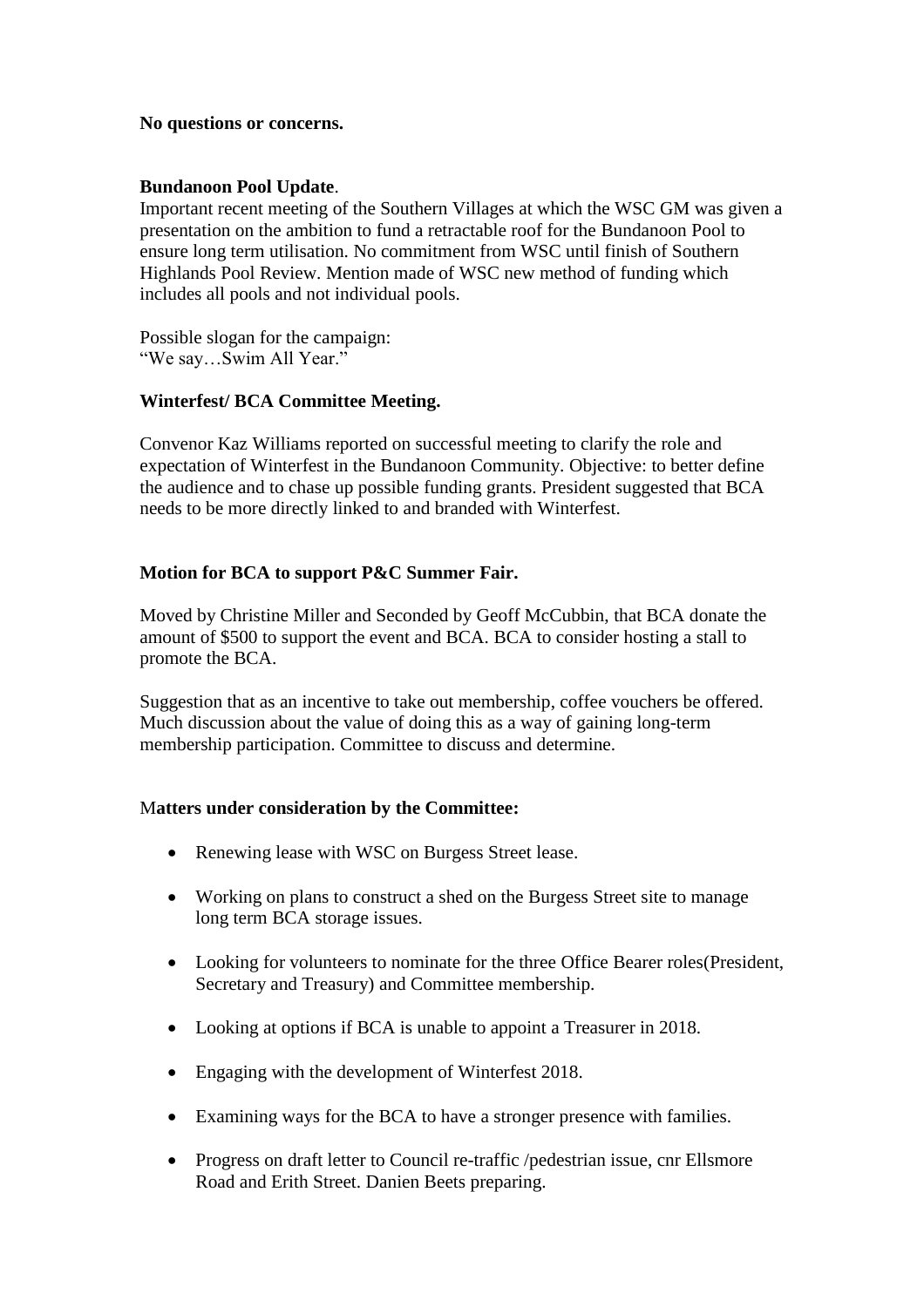**No questions or concerns.**

**Bundanoon Pool Update**.
Important recent meeting of the Southern Villages at which the WSC GM was given a presentation on the ambition to fund a retractable roof for the Bundanoon Pool to ensure long term utilisation. No commitment from WSC until finish of Southern Highlands Pool Review. Mention made of WSC new method of funding which includes all pools and not individual pools.

Possible slogan for the campaign:
"We say…Swim All Year."

**Winterfest/ BCA Committee Meeting.**

Convenor Kaz Williams reported on successful meeting to clarify the role and expectation of Winterfest in the Bundanoon Community. Objective: to better define the audience and to chase up possible funding grants. President suggested that BCA needs to be more directly linked to and branded with Winterfest.

**Motion for BCA to support P&C Summer Fair.**

Moved by Christine Miller and Seconded by Geoff McCubbin, that BCA donate the amount of $500 to support the event and BCA. BCA to consider hosting a stall to promote the BCA.

Suggestion that as an incentive to take out membership, coffee vouchers be offered. Much discussion about the value of doing this as a way of gaining long-term membership participation. Committee to discuss and determine.

M**atters under consideration by the Committee:**

- Renewing lease with WSC on Burgess Street lease.
- Working on plans to construct a shed on the Burgess Street site to manage long term BCA storage issues.
- Looking for volunteers to nominate for the three Office Bearer roles(President, Secretary and Treasury) and Committee membership.
- Looking at options if BCA is unable to appoint a Treasurer in 2018.
- Engaging with the development of Winterfest 2018.
- Examining ways for the BCA to have a stronger presence with families.
- Progress on draft letter to Council re-traffic /pedestrian issue, cnr Ellsmore Road and Erith Street. Danien Beets preparing.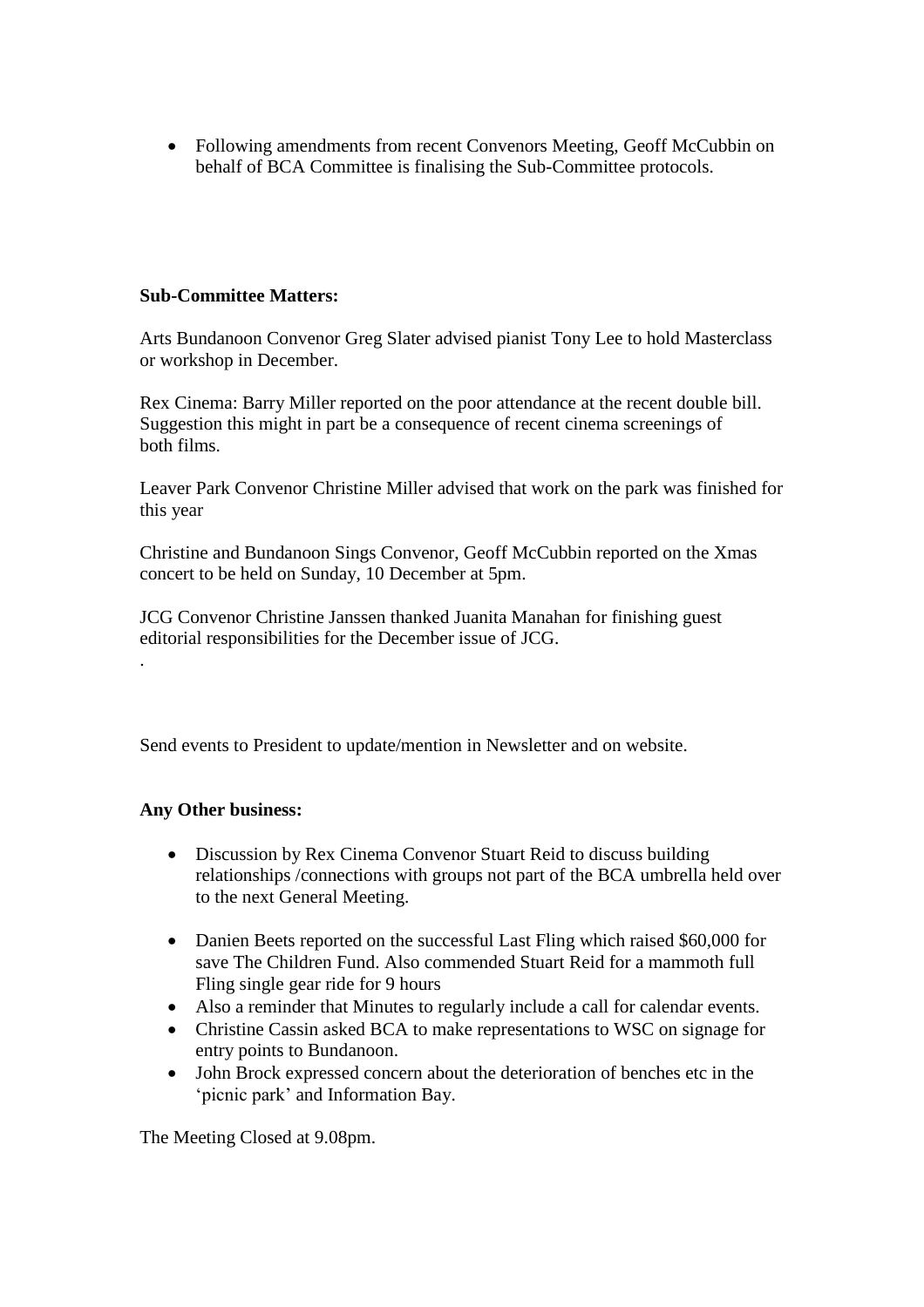- Following amendments from recent Convenors Meeting, Geoff McCubbin on behalf of BCA Committee is finalising the Sub-Committee protocols.

**Sub-Committee Matters:**

Arts Bundanoon Convenor Greg Slater advised pianist Tony Lee to hold Masterclass or workshop in December.

Rex Cinema: Barry Miller reported on the poor attendance at the recent double bill. Suggestion this might in part be a consequence of recent cinema screenings of both films.

Leaver Park Convenor Christine Miller advised that work on the park was finished for this year

Christine and Bundanoon Sings Convenor, Geoff McCubbin reported on the Xmas concert to be held on Sunday, 10 December at 5pm.

JCG Convenor Christine Janssen thanked Juanita Manahan for finishing guest editorial responsibilities for the December issue of JCG.

.

Send events to President to update/mention in Newsletter and on website.

**Any Other business:**

- Discussion by Rex Cinema Convenor Stuart Reid to discuss building relationships /connections with groups not part of the BCA umbrella held over to the next General Meeting.

- Danien Beets reported on the successful Last Fling which raised $60,000 for save The Children Fund. Also commended Stuart Reid for a mammoth full Fling single gear ride for 9 hours
- Also a reminder that Minutes to regularly include a call for calendar events.
- Christine Cassin asked BCA to make representations to WSC on signage for entry points to Bundanoon.
- John Brock expressed concern about the deterioration of benches etc in the 'picnic park' and Information Bay.

The Meeting Closed at 9.08pm.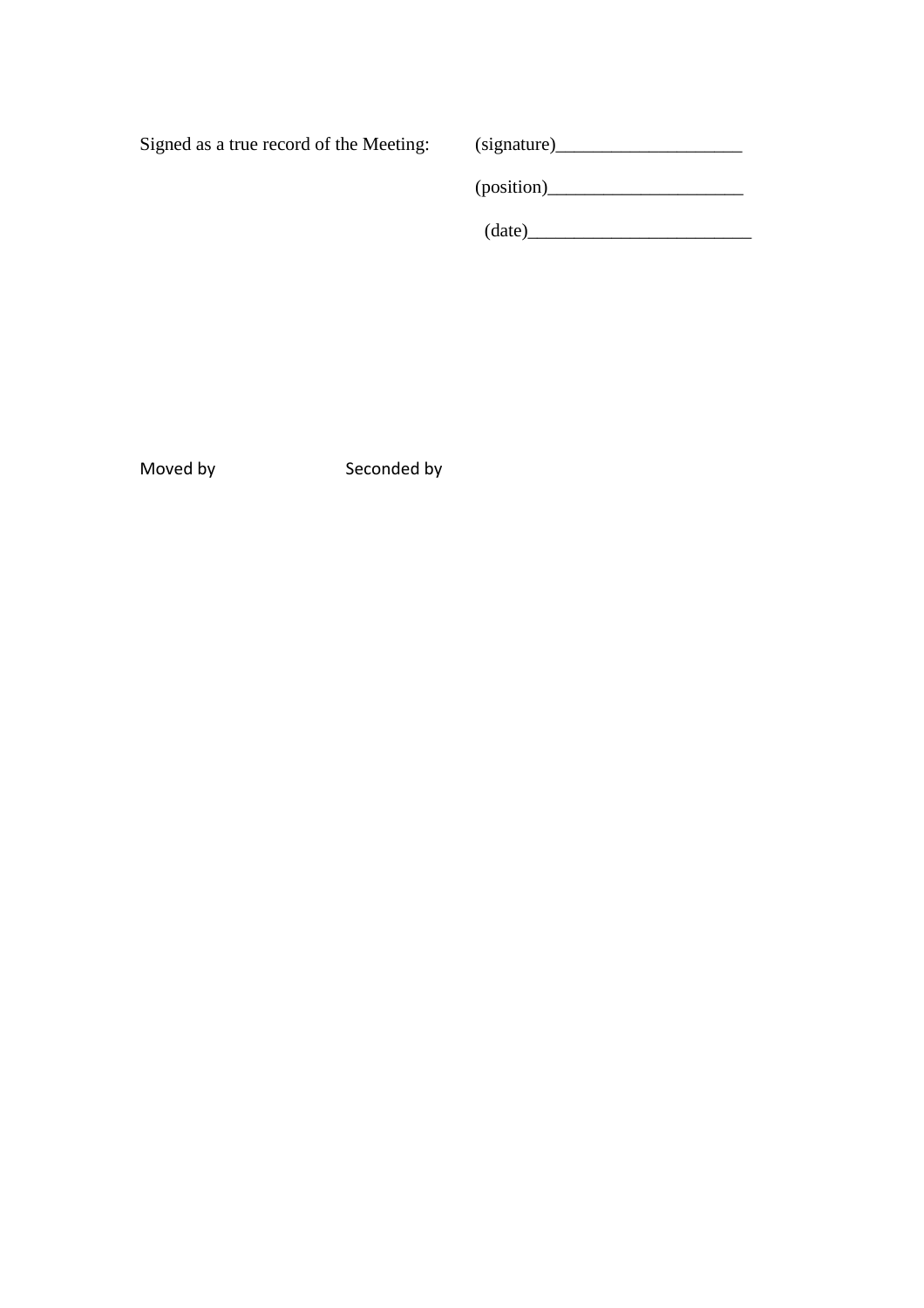Signed as a true record of the Meeting: (signature)____________________

(position)_____________________

(date)________________________

Moved by Seconded by